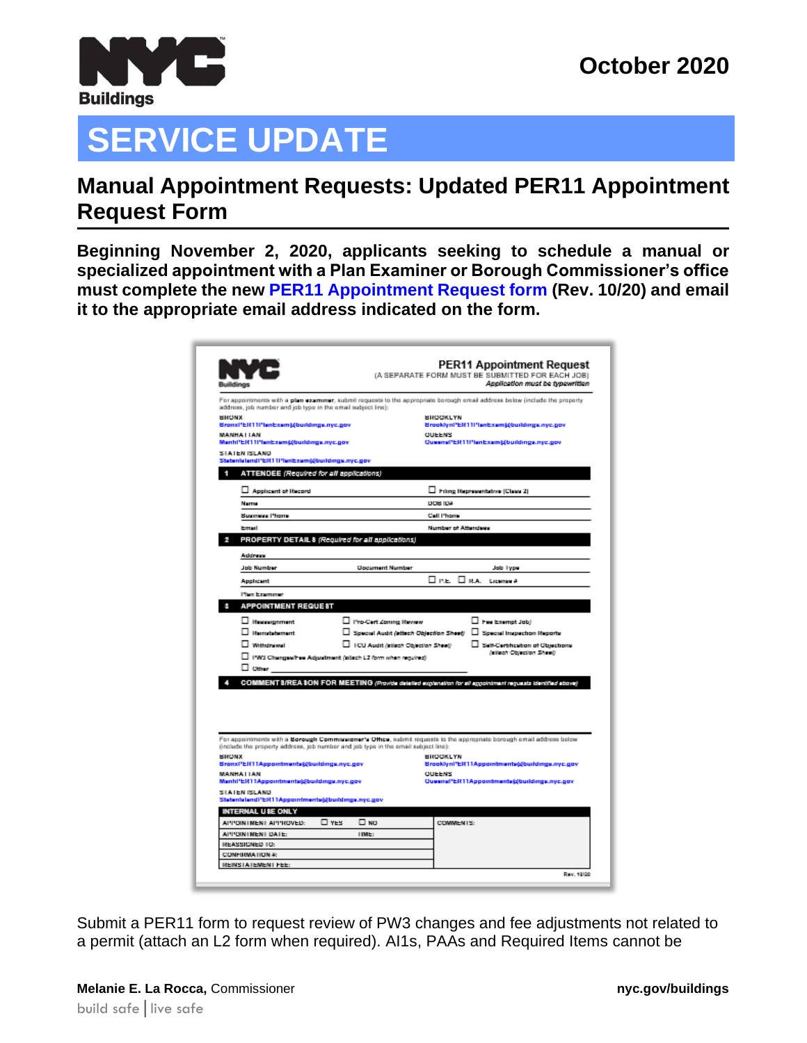**NYC Buildings**

**October 2020**

# SERVICE UPDATE

## Manual Appointment Requests: Updated PER11 Appointment Request Form

**Beginning November 2, 2020, applicants seeking to schedule a manual or specialized appointment with a Plan Examiner or Borough Commissioner's office must complete the new PER11 Appointment Request form (Rev. 10/20) and email it to the appropriate email address indicated on the form.**

Submit a PER11 form to request review of PW3 changes and fee adjustments not related to a permit (attach an L2 form when required). AI1s, PAAs and Required Items cannot be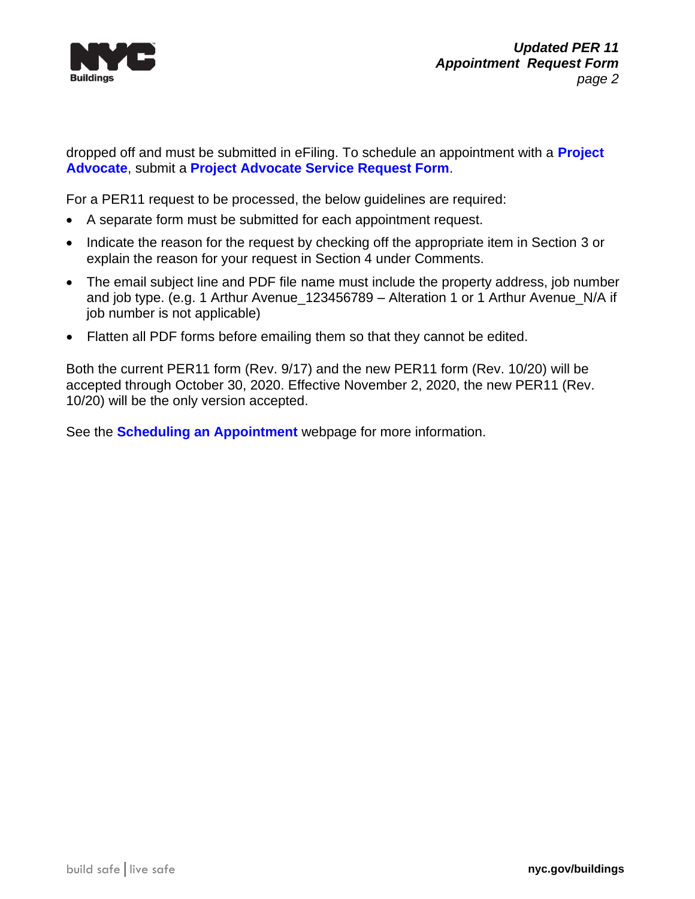dropped off and must be submitted in eFiling. To schedule an appointment with a **Project Advocate**, submit a **Project Advocate Service Request Form**.

For a PER11 request to be processed, the below guidelines are required:

- A separate form must be submitted for each appointment request.
- Indicate the reason for the request by checking off the appropriate item in Section 3 or explain the reason for your request in Section 4 under Comments.
- The email subject line and PDF file name must include the property address, job number and job type. (e.g. 1 Arthur Avenue_123456789 – Alteration 1 or 1 Arthur Avenue_N/A if job number is not applicable)
- Flatten all PDF forms before emailing them so that they cannot be edited.

Both the current PER11 form (Rev. 9/17) and the new PER11 form (Rev. 10/20) will be accepted through October 30, 2020. Effective November 2, 2020, the new PER11 (Rev. 10/20) will be the only version accepted.

See the **Scheduling an Appointment** webpage for more information.